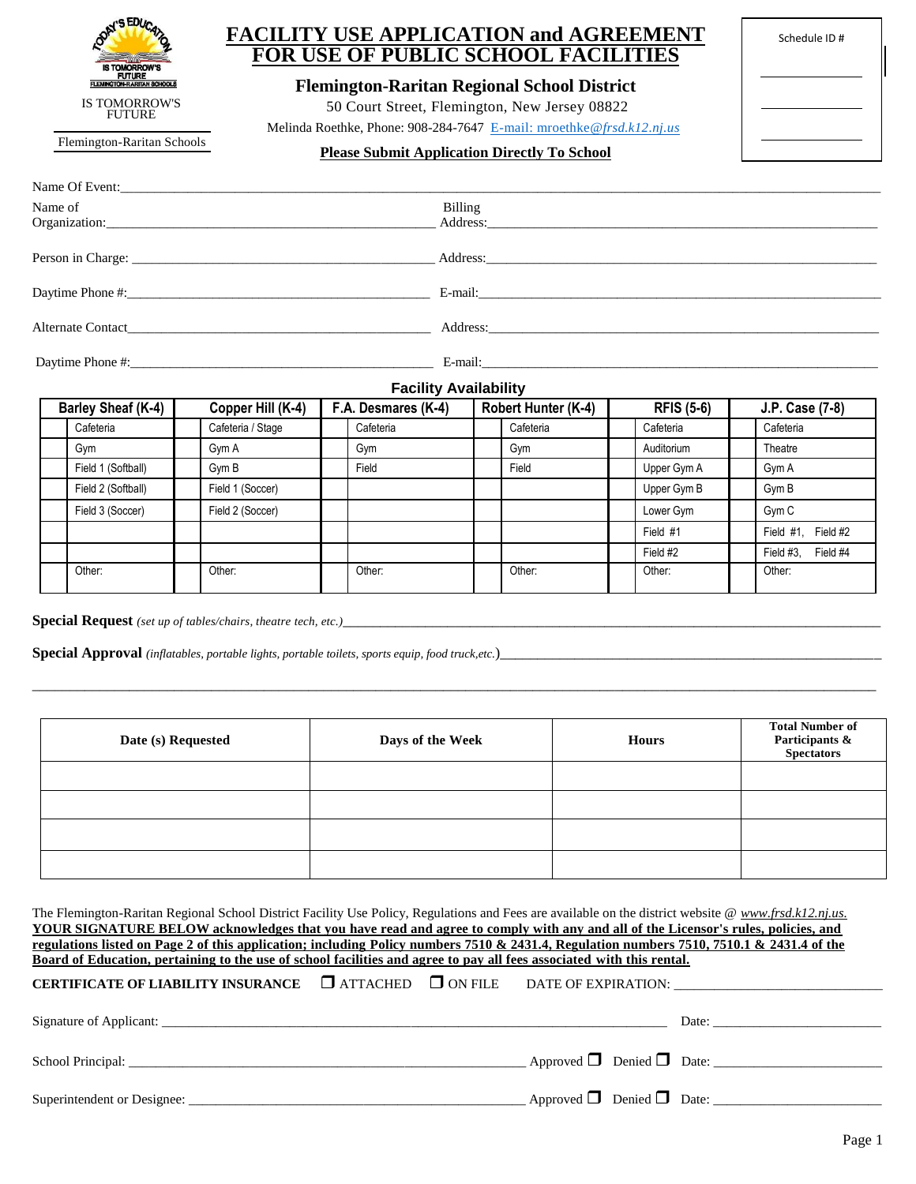TODAY'S EDUCATION IS TOMORROW'S FUTURE
FLEMINGTON-RARITAN SCHOOLS

IS TOMORROW'S FUTURE

Flemington-Raritan Schools

# FACILITY USE APPLICATION and AGREEMENT FOR USE OF PUBLIC SCHOOL FACILITIES

## Flemington-Raritan Regional School District

50 Court Street, Flemington, New Jersey 08822

Melinda Roethke, Phone: 908-284-7647 E-mail: mroethke@frsd.k12.nj.us

**Please Submit Application Directly To School**

Schedule ID # ____________

____________

____________

Name Of Event:______________________________________________________________________________

Name of Organization:_______________________________ Billing Address:_______________________________

Person in Charge: _______________________________ Address:_______________________________

Daytime Phone #:_______________________________ E-mail:_______________________________

Alternate Contact_______________________________ Address:_______________________________

Daytime Phone #:_______________________________ E-mail:_______________________________

### Facility Availability

| | Barley Sheaf (K-4) | | Copper Hill (K-4) | | F.A. Desmares (K-4) | | Robert Hunter (K-4) | | RFIS (5-6) | | J.P. Case (7-8) |
|---|---|---|---|---|---|---|---|---|---|---|---|
| | Cafeteria | | Cafeteria / Stage | | Cafeteria | | Cafeteria | | Cafeteria | | Cafeteria |
| | Gym | | Gym A | | Gym | | Gym | | Auditorium | | Theatre |
| | Field 1 (Softball) | | Gym B | | Field | | Field | | Upper Gym A | | Gym A |
| | Field 2 (Softball) | | Field 1 (Soccer) | | | | | | Upper Gym B | | Gym B |
| | Field 3 (Soccer) | | Field 2 (Soccer) | | | | | | Lower Gym | | Gym C |
| | | | | | | | | | Field #1 | | Field #1, Field #2 |
| | | | | | | | | | Field #2 | | Field #3, Field #4 |
| | Other: | | Other: | | Other: | | Other: | | Other: | | Other: |

**Special Request** *(set up of tables/chairs, theatre tech, etc.)*_______________________________

**Special Approval** *(inflatables, portable lights, portable toilets, sports equip, food truck,etc.)*_______________________________

_____________________________________________________________________________________

| Date (s) Requested | Days of the Week | Hours | Total Number of Participants & Spectators |
|---|---|---|---|
| | | | |
| | | | |
| | | | |
| | | | |

The Flemington-Raritan Regional School District Facility Use Policy, Regulations and Fees are available on the district website @ *www.frsd.k12.nj.us.* **YOUR SIGNATURE BELOW acknowledges that you have read and agree to comply with any and all of the Licensor's rules, policies, and regulations listed on Page 2 of this application; including Policy numbers 7510 & 2431.4, Regulation numbers 7510, 7510.1 & 2431.4 of the Board of Education, pertaining to the use of school facilities and agree to pay all fees associated with this rental.**

**CERTIFICATE OF LIABILITY INSURANCE** ☐ ATTACHED ☐ ON FILE DATE OF EXPIRATION: ____________________

Signature of Applicant: _______________________________________________ Date: ____________________

School Principal: _______________________________________ Approved ☐ Denied ☐ Date: ____________________

Superintendent or Designee: _______________________________ Approved ☐ Denied ☐ Date: ____________________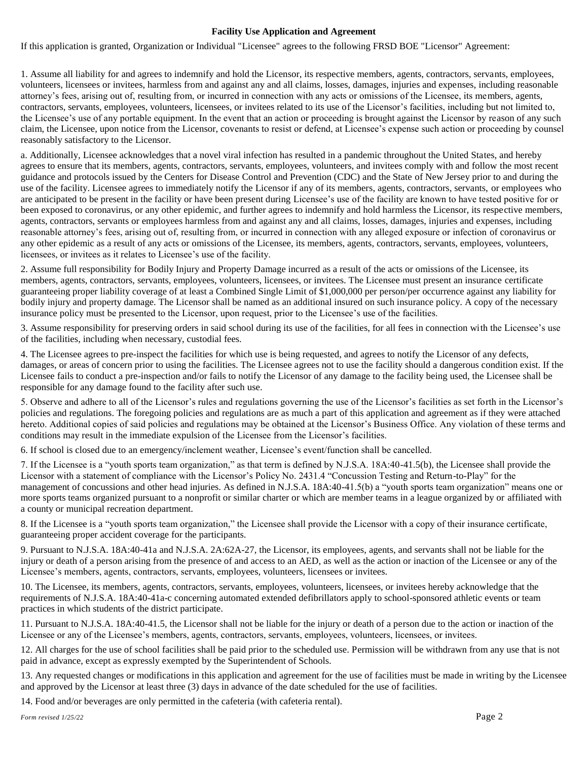**Facility Use Application and Agreement**

If this application is granted, Organization or Individual "Licensee" agrees to the following FRSD BOE "Licensor" Agreement:

1. Assume all liability for and agrees to indemnify and hold the Licensor, its respective members, agents, contractors, servants, employees, volunteers, licensees or invitees, harmless from and against any and all claims, losses, damages, injuries and expenses, including reasonable attorney's fees, arising out of, resulting from, or incurred in connection with any acts or omissions of the Licensee, its members, agents, contractors, servants, employees, volunteers, licensees, or invitees related to its use of the Licensor's facilities, including but not limited to, the Licensee's use of any portable equipment. In the event that an action or proceeding is brought against the Licensor by reason of any such claim, the Licensee, upon notice from the Licensor, covenants to resist or defend, at Licensee's expense such action or proceeding by counsel reasonably satisfactory to the Licensor.

a. Additionally, Licensee acknowledges that a novel viral infection has resulted in a pandemic throughout the United States, and hereby agrees to ensure that its members, agents, contractors, servants, employees, volunteers, and invitees comply with and follow the most recent guidance and protocols issued by the Centers for Disease Control and Prevention (CDC) and the State of New Jersey prior to and during the use of the facility. Licensee agrees to immediately notify the Licensor if any of its members, agents, contractors, servants, or employees who are anticipated to be present in the facility or have been present during Licensee's use of the facility are known to have tested positive for or been exposed to coronavirus, or any other epidemic, and further agrees to indemnify and hold harmless the Licensor, its respective members, agents, contractors, servants or employees harmless from and against any and all claims, losses, damages, injuries and expenses, including reasonable attorney's fees, arising out of, resulting from, or incurred in connection with any alleged exposure or infection of coronavirus or any other epidemic as a result of any acts or omissions of the Licensee, its members, agents, contractors, servants, employees, volunteers, licensees, or invitees as it relates to Licensee's use of the facility.

2. Assume full responsibility for Bodily Injury and Property Damage incurred as a result of the acts or omissions of the Licensee, its members, agents, contractors, servants, employees, volunteers, licensees, or invitees. The Licensee must present an insurance certificate guaranteeing proper liability coverage of at least a Combined Single Limit of $1,000,000 per person/per occurrence against any liability for bodily injury and property damage. The Licensor shall be named as an additional insured on such insurance policy. A copy of the necessary insurance policy must be presented to the Licensor, upon request, prior to the Licensee's use of the facilities.

3. Assume responsibility for preserving orders in said school during its use of the facilities, for all fees in connection with the Licensee's use of the facilities, including when necessary, custodial fees.

4. The Licensee agrees to pre-inspect the facilities for which use is being requested, and agrees to notify the Licensor of any defects, damages, or areas of concern prior to using the facilities. The Licensee agrees not to use the facility should a dangerous condition exist. If the Licensee fails to conduct a pre-inspection and/or fails to notify the Licensor of any damage to the facility being used, the Licensee shall be responsible for any damage found to the facility after such use.

5. Observe and adhere to all of the Licensor's rules and regulations governing the use of the Licensor's facilities as set forth in the Licensor's policies and regulations. The foregoing policies and regulations are as much a part of this application and agreement as if they were attached hereto. Additional copies of said policies and regulations may be obtained at the Licensor's Business Office. Any violation of these terms and conditions may result in the immediate expulsion of the Licensee from the Licensor's facilities.

6. If school is closed due to an emergency/inclement weather, Licensee's event/function shall be cancelled.

7. If the Licensee is a "youth sports team organization," as that term is defined by N.J.S.A. 18A:40-41.5(b), the Licensee shall provide the Licensor with a statement of compliance with the Licensor's Policy No. 2431.4 "Concussion Testing and Return-to-Play" for the management of concussions and other head injuries. As defined in N.J.S.A. 18A:40-41.5(b) a "youth sports team organization" means one or more sports teams organized pursuant to a nonprofit or similar charter or which are member teams in a league organized by or affiliated with a county or municipal recreation department.

8. If the Licensee is a "youth sports team organization," the Licensee shall provide the Licensor with a copy of their insurance certificate, guaranteeing proper accident coverage for the participants.

9. Pursuant to N.J.S.A. 18A:40-41a and N.J.S.A. 2A:62A-27, the Licensor, its employees, agents, and servants shall not be liable for the injury or death of a person arising from the presence of and access to an AED, as well as the action or inaction of the Licensee or any of the Licensee's members, agents, contractors, servants, employees, volunteers, licensees or invitees.

10. The Licensee, its members, agents, contractors, servants, employees, volunteers, licensees, or invitees hereby acknowledge that the requirements of N.J.S.A. 18A:40-41a-c concerning automated extended defibrillators apply to school-sponsored athletic events or team practices in which students of the district participate.

11. Pursuant to N.J.S.A. 18A:40-41.5, the Licensor shall not be liable for the injury or death of a person due to the action or inaction of the Licensee or any of the Licensee's members, agents, contractors, servants, employees, volunteers, licensees, or invitees.

12. All charges for the use of school facilities shall be paid prior to the scheduled use. Permission will be withdrawn from any use that is not paid in advance, except as expressly exempted by the Superintendent of Schools.

13. Any requested changes or modifications in this application and agreement for the use of facilities must be made in writing by the Licensee and approved by the Licensor at least three (3) days in advance of the date scheduled for the use of facilities.

14. Food and/or beverages are only permitted in the cafeteria (with cafeteria rental).

*Form revised 1/25/22*